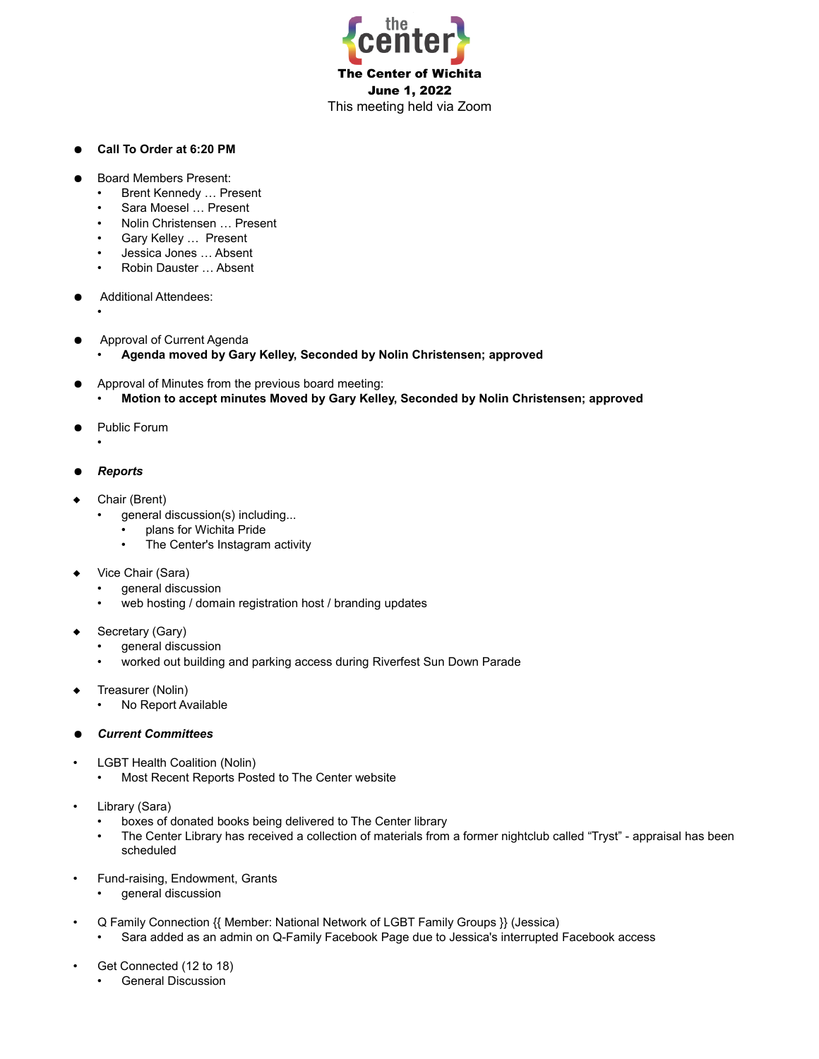**The Center of Wichita**
**June 1, 2022**
This meeting held via Zoom

- **Call To Order at 6:20 PM**

- Board Members Present:
  - Brent Kennedy … Present
  - Sara Moesel … Present
  - Nolin Christensen … Present
  - Gary Kelley … Present
  - Jessica Jones … Absent
  - Robin Dauster … Absent

- Additional Attendees:
  -

- Approval of Current Agenda
  - **Agenda moved by Gary Kelley, Seconded by Nolin Christensen; approved**

- Approval of Minutes from the previous board meeting:
  - **Motion to accept minutes Moved by Gary Kelley, Seconded by Nolin Christensen; approved**

- Public Forum
  -

- ***Reports***

- Chair (Brent)
  - general discussion(s) including...
    - plans for Wichita Pride
    - The Center's Instagram activity

- Vice Chair (Sara)
  - general discussion
  - web hosting / domain registration host / branding updates

- Secretary (Gary)
  - general discussion
  - worked out building and parking access during Riverfest Sun Down Parade

- Treasurer (Nolin)
  - No Report Available

- ***Current Committees***

- LGBT Health Coalition (Nolin)
  - Most Recent Reports Posted to The Center website

- Library (Sara)
  - boxes of donated books being delivered to The Center library
  - The Center Library has received a collection of materials from a former nightclub called "Tryst" - appraisal has been scheduled

- Fund-raising, Endowment, Grants
  - general discussion

- Q Family Connection {{ Member: National Network of LGBT Family Groups }} (Jessica)
  - Sara added as an admin on Q-Family Facebook Page due to Jessica's interrupted Facebook access

- Get Connected (12 to 18)
  - General Discussion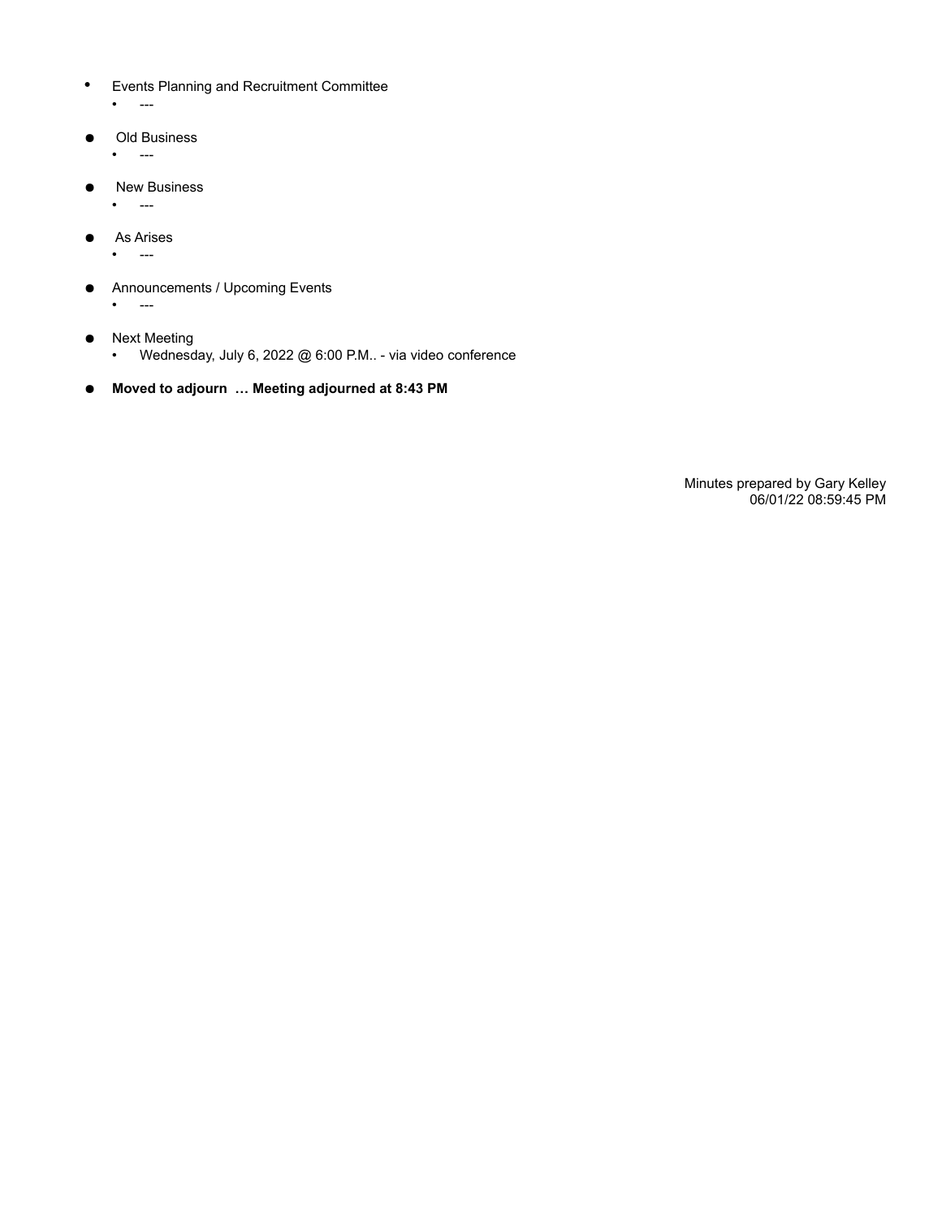- Events Planning and Recruitment Committee
  - ---
- Old Business
  - ---
- New Business
  - ---
- As Arises
  - ---
- Announcements / Upcoming Events
  - ---
- Next Meeting
  - Wednesday, July 6, 2022 @ 6:00 P.M.. - via video conference
- **Moved to adjourn … Meeting adjourned at 8:43 PM**

Minutes prepared by Gary Kelley
06/01/22 08:59:45 PM